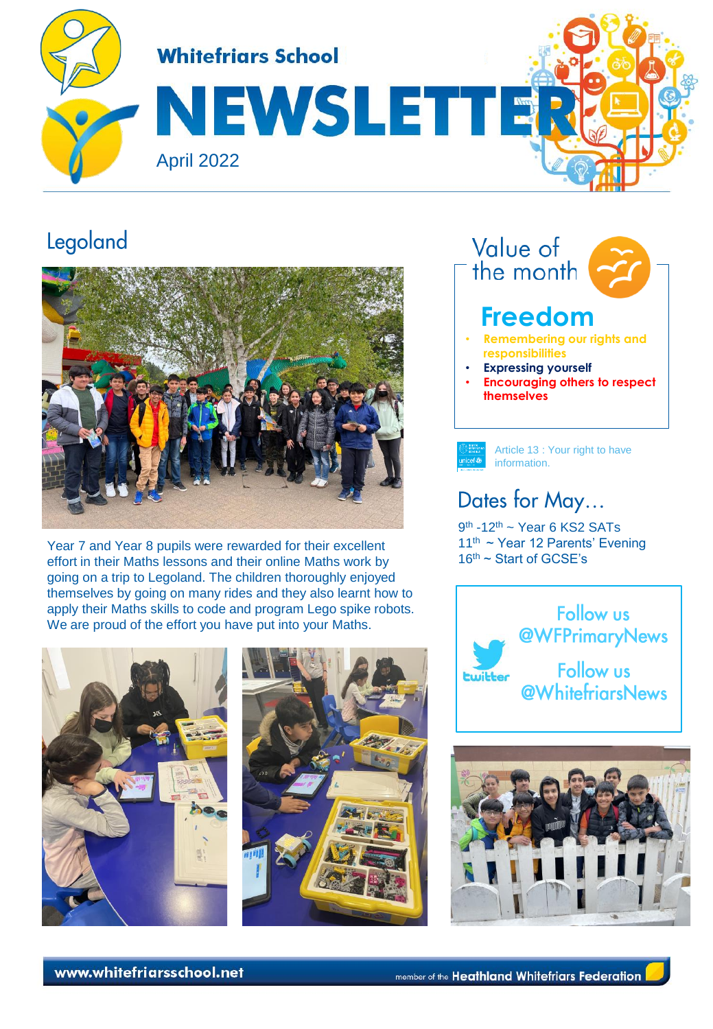# Whitefriars School

# NEWSLETTER

April 2022

## Legoland

Year 7 and Year 8 pupils were rewarded for their excellent effort in their Maths lessons and their online Maths work by going on a trip to Legoland. The children thoroughly enjoyed themselves by going on many rides and they also learnt how to apply their Maths skills to code and program Lego spike robots. We are proud of the effort you have put into your Maths.

## Value of the month

### Freedom

- Remembering our rights and responsibilities
- Expressing yourself
- Encouraging others to respect themselves

Article 13 : Your right to have information.

## Dates for May…

9th -12th ~ Year 6 KS2 SATs
11th ~ Year 12 Parents' Evening
16th ~ Start of GCSE's

Follow us @WFPrimaryNews

Follow us @WhitefriarsNews

www.whitefriarsschool.net

member of the Heathland Whitefriars Federation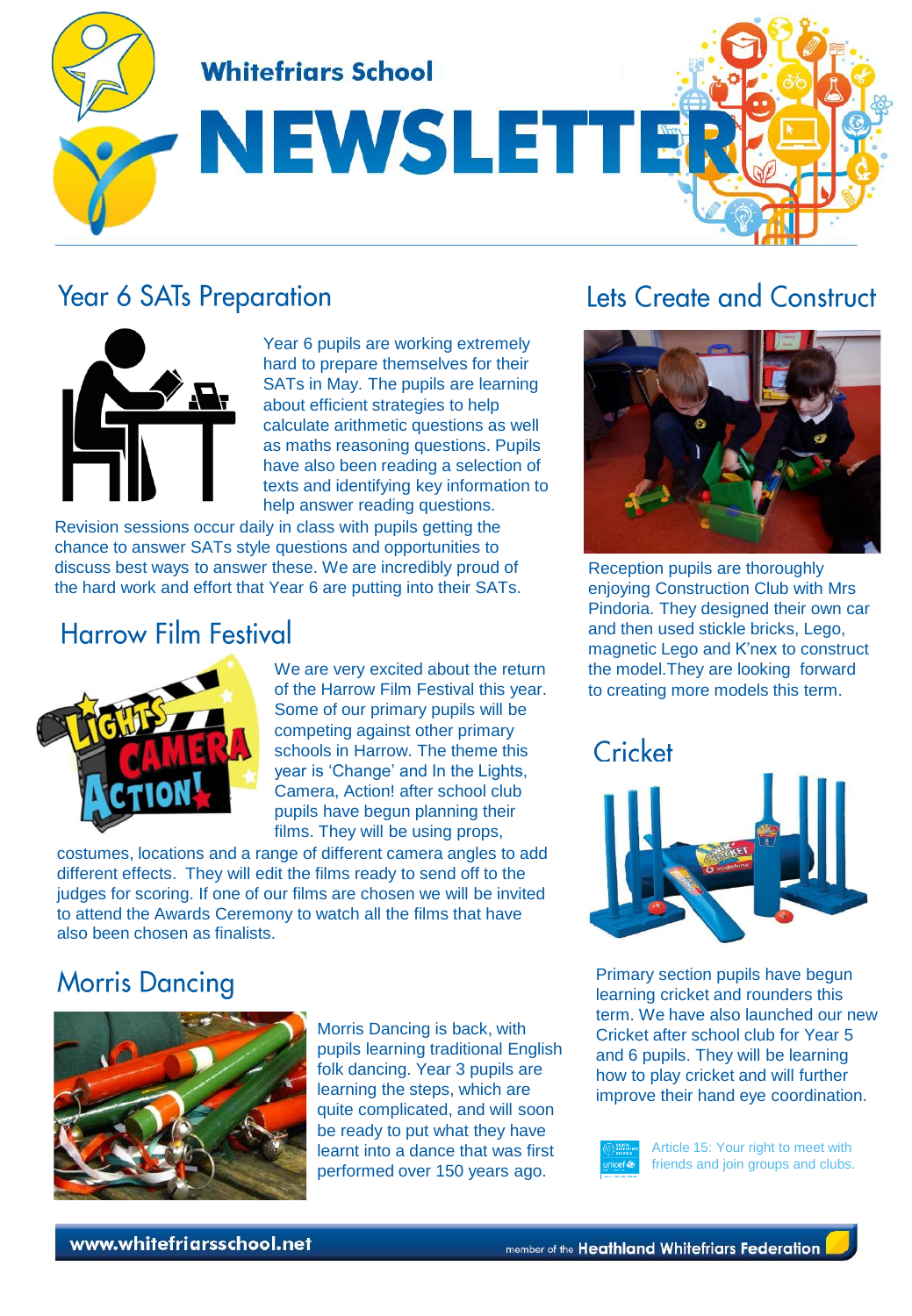# Whitefriars School NEWSLETTER

## Year 6 SATs Preparation

Year 6 pupils are working extremely hard to prepare themselves for their SATs in May. The pupils are learning about efficient strategies to help calculate arithmetic questions as well as maths reasoning questions. Pupils have also been reading a selection of texts and identifying key information to help answer reading questions. Revision sessions occur daily in class with pupils getting the chance to answer SATs style questions and opportunities to discuss best ways to answer these. We are incredibly proud of the hard work and effort that Year 6 are putting into their SATs.

## Harrow Film Festival

We are very excited about the return of the Harrow Film Festival this year. Some of our primary pupils will be competing against other primary schools in Harrow. The theme this year is 'Change' and In the Lights, Camera, Action! after school club pupils have begun planning their films. They will be using props, costumes, locations and a range of different camera angles to add different effects. They will edit the films ready to send off to the judges for scoring. If one of our films are chosen we will be invited to attend the Awards Ceremony to watch all the films that have also been chosen as finalists.

## Morris Dancing

Morris Dancing is back, with pupils learning traditional English folk dancing. Year 3 pupils are learning the steps, which are quite complicated, and will soon be ready to put what they have learnt into a dance that was first performed over 150 years ago.

## Lets Create and Construct

Reception pupils are thoroughly enjoying Construction Club with Mrs Pindoria. They designed their own car and then used stickle bricks, Lego, magnetic Lego and K'nex to construct the model.They are looking forward to creating more models this term.

## Cricket

Primary section pupils have begun learning cricket and rounders this term. We have also launched our new Cricket after school club for Year 5 and 6 pupils. They will be learning how to play cricket and will further improve their hand eye coordination.

Article 15: Your right to meet with friends and join groups and clubs.

www.whitefriarsschool.net

member of the Heathland Whitefriars Federation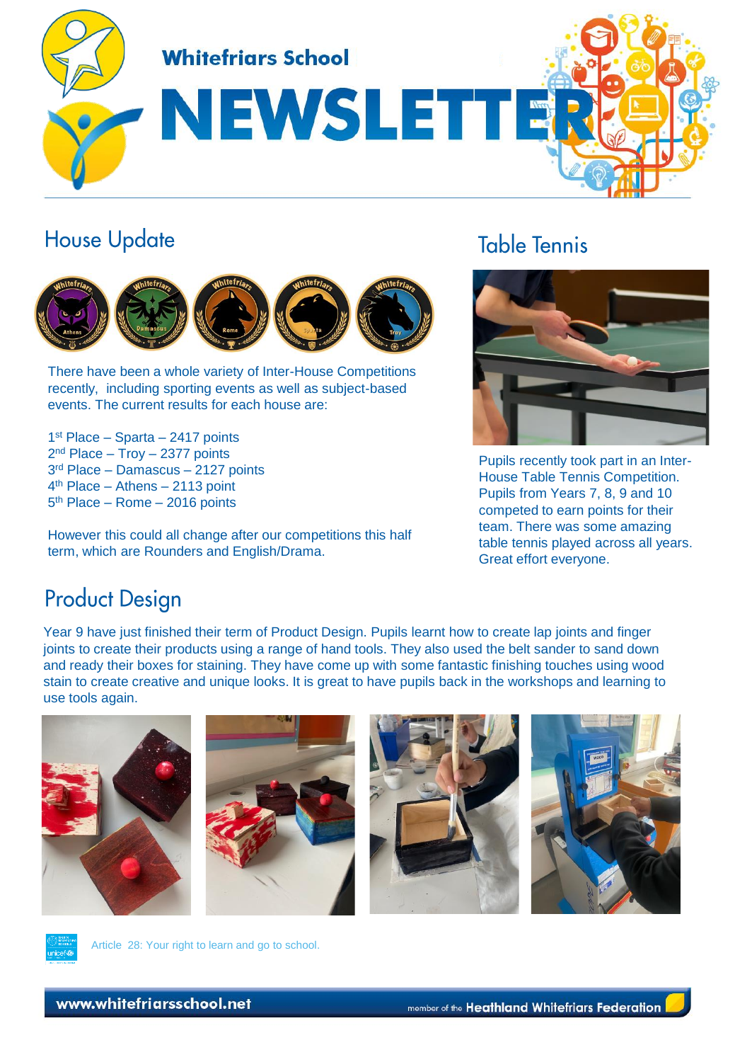# Whitefriars School

# NEWSLETTER

## House Update

There have been a whole variety of Inter-House Competitions recently, including sporting events as well as subject-based events. The current results for each house are:

1st Place – Sparta – 2417 points
2nd Place – Troy – 2377 points
3rd Place – Damascus – 2127 points
4th Place – Athens – 2113 point
5th Place – Rome – 2016 points

However this could all change after our competitions this half term, which are Rounders and English/Drama.

## Table Tennis

Pupils recently took part in an Inter-House Table Tennis Competition. Pupils from Years 7, 8, 9 and 10 competed to earn points for their team. There was some amazing table tennis played across all years. Great effort everyone.

## Product Design

Year 9 have just finished their term of Product Design. Pupils learnt how to create lap joints and finger joints to create their products using a range of hand tools. They also used the belt sander to sand down and ready their boxes for staining. They have come up with some fantastic finishing touches using wood stain to create creative and unique looks. It is great to have pupils back in the workshops and learning to use tools again.

Article 28: Your right to learn and go to school.

www.whitefriarsschool.net

member of the Heathland Whitefriars Federation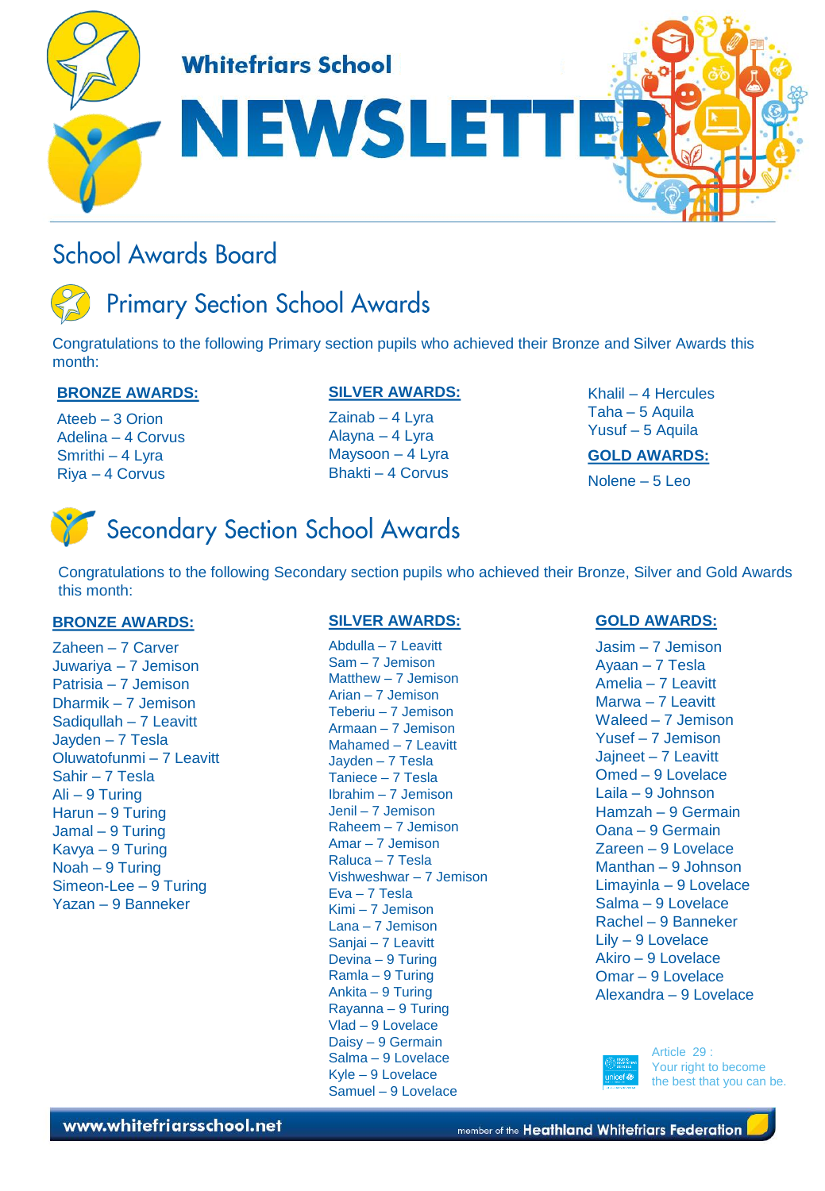# Whitefriars School NEWSLETTER

## School Awards Board

### Primary Section School Awards

Congratulations to the following Primary section pupils who achieved their Bronze and Silver Awards this month:

**BRONZE AWARDS:**

Ateeb – 3 Orion
Adelina – 4 Corvus
Smrithi – 4 Lyra
Riya – 4 Corvus

**SILVER AWARDS:**

Zainab – 4 Lyra
Alayna – 4 Lyra
Maysoon – 4 Lyra
Bhakti – 4 Corvus
Khalil – 4 Hercules
Taha – 5 Aquila
Yusuf – 5 Aquila

**GOLD AWARDS:**

Nolene – 5 Leo

### Secondary Section School Awards

Congratulations to the following Secondary section pupils who achieved their Bronze, Silver and Gold Awards this month:

**BRONZE AWARDS:**

Zaheen – 7 Carver
Juwariya – 7 Jemison
Patrisia – 7 Jemison
Dharmik – 7 Jemison
Sadiqullah – 7 Leavitt
Jayden – 7 Tesla
Oluwatofunmi – 7 Leavitt
Sahir – 7 Tesla
Ali – 9 Turing
Harun – 9 Turing
Jamal – 9 Turing
Kavya – 9 Turing
Noah – 9 Turing
Simeon-Lee – 9 Turing
Yazan – 9 Banneker

**SILVER AWARDS:**

Abdulla – 7 Leavitt
Sam – 7 Jemison
Matthew – 7 Jemison
Arian – 7 Jemison
Teberiu – 7 Jemison
Armaan – 7 Jemison
Mahamed – 7 Leavitt
Jayden – 7 Tesla
Taniece – 7 Tesla
Ibrahim – 7 Jemison
Jenil – 7 Jemison
Raheem – 7 Jemison
Amar – 7 Jemison
Raluca – 7 Tesla
Vishweshwar – 7 Jemison
Eva – 7 Tesla
Kimi – 7 Jemison
Lana – 7 Jemison
Sanjai – 7 Leavitt
Devina – 9 Turing
Ramla – 9 Turing
Ankita – 9 Turing
Rayanna – 9 Turing
Vlad – 9 Lovelace
Daisy – 9 Germain
Salma – 9 Lovelace
Kyle – 9 Lovelace
Samuel – 9 Lovelace

**GOLD AWARDS:**

Jasim – 7 Jemison
Ayaan – 7 Tesla
Amelia – 7 Leavitt
Marwa – 7 Leavitt
Waleed – 7 Jemison
Yusef – 7 Jemison
Jajneet – 7 Leavitt
Omed – 9 Lovelace
Laila – 9 Johnson
Hamzah – 9 Germain
Oana – 9 Germain
Zareen – 9 Lovelace
Manthan – 9 Johnson
Limayinla – 9 Lovelace
Salma – 9 Lovelace
Rachel – 9 Banneker
Lily – 9 Lovelace
Akiro – 9 Lovelace
Omar – 9 Lovelace
Alexandra – 9 Lovelace

Article 29 :
Your right to become the best that you can be.

www.whitefriarsschool.net

member of the Heathland Whitefriars Federation